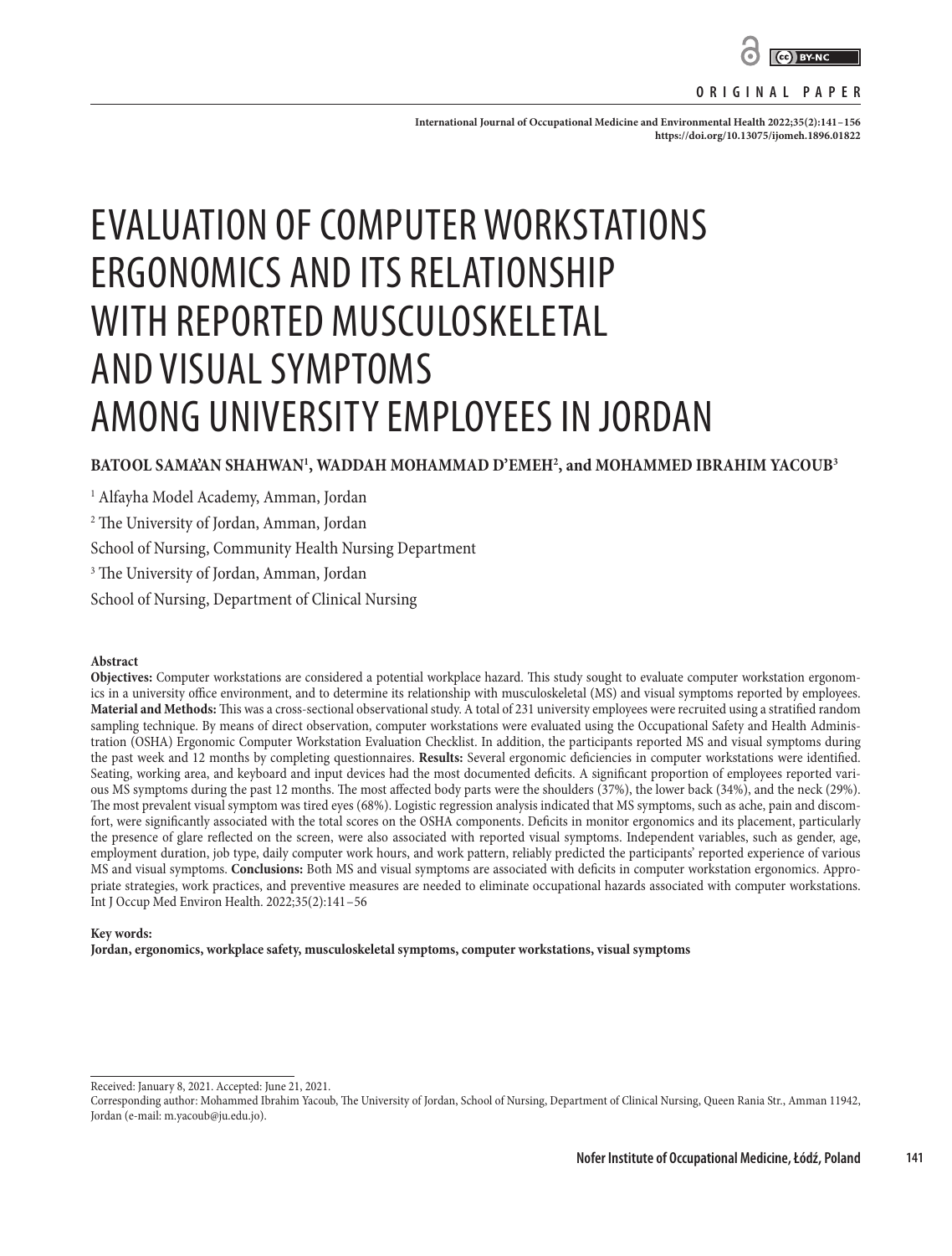ORIGINAL PAPER

# EVALUATION OF COMPUTER WORKSTATIONS ERGONOMICS AND ITS RELATIONSHIP WITH REPORTED MUSCULOSKELETAL AND VISUAL SYMPTOMS AMONG UNIVERSITY EMPLOYEES IN JORDAN

**BATOOL SAMA'AN SHAHWAN[1], WADDAH MOHAMMAD D'EMEH[2], and MOHAMMED IBRAHIM YACOUB[3]**

[1] Alfayha Model Academy, Amman, Jordan

[2] The University of Jordan, Amman, Jordan
School of Nursing, Community Health Nursing Department

[3] The University of Jordan, Amman, Jordan
School of Nursing, Department of Clinical Nursing

## Abstract

**Objectives:** Computer workstations are considered a potential workplace hazard. This study sought to evaluate computer workstation ergonomics in a university office environment, and to determine its relationship with musculoskeletal (MS) and visual symptoms reported by employees. **Material and Methods:** This was a cross-sectional observational study. A total of 231 university employees were recruited using a stratified random sampling technique. By means of direct observation, computer workstations were evaluated using the Occupational Safety and Health Administration (OSHA) Ergonomic Computer Workstation Evaluation Checklist. In addition, the participants reported MS and visual symptoms during the past week and 12 months by completing questionnaires. **Results:** Several ergonomic deficiencies in computer workstations were identified. Seating, working area, and keyboard and input devices had the most documented deficits. A significant proportion of employees reported various MS symptoms during the past 12 months. The most affected body parts were the shoulders (37%), the lower back (34%), and the neck (29%). The most prevalent visual symptom was tired eyes (68%). Logistic regression analysis indicated that MS symptoms, such as ache, pain and discomfort, were significantly associated with the total scores on the OSHA components. Deficits in monitor ergonomics and its placement, particularly the presence of glare reflected on the screen, were also associated with reported visual symptoms. Independent variables, such as gender, age, employment duration, job type, daily computer work hours, and work pattern, reliably predicted the participants' reported experience of various MS and visual symptoms. **Conclusions:** Both MS and visual symptoms are associated with deficits in computer workstation ergonomics. Appropriate strategies, work practices, and preventive measures are needed to eliminate occupational hazards associated with computer workstations. Int J Occup Med Environ Health. 2022;35(2):141–56

**Key words:**
**Jordan, ergonomics, workplace safety, musculoskeletal symptoms, computer workstations, visual symptoms**

Received: January 8, 2021. Accepted: June 21, 2021.
Corresponding author: Mohammed Ibrahim Yacoub, The University of Jordan, School of Nursing, Department of Clinical Nursing, Queen Rania Str., Amman 11942, Jordan (e-mail: m.yacoub@ju.edu.jo).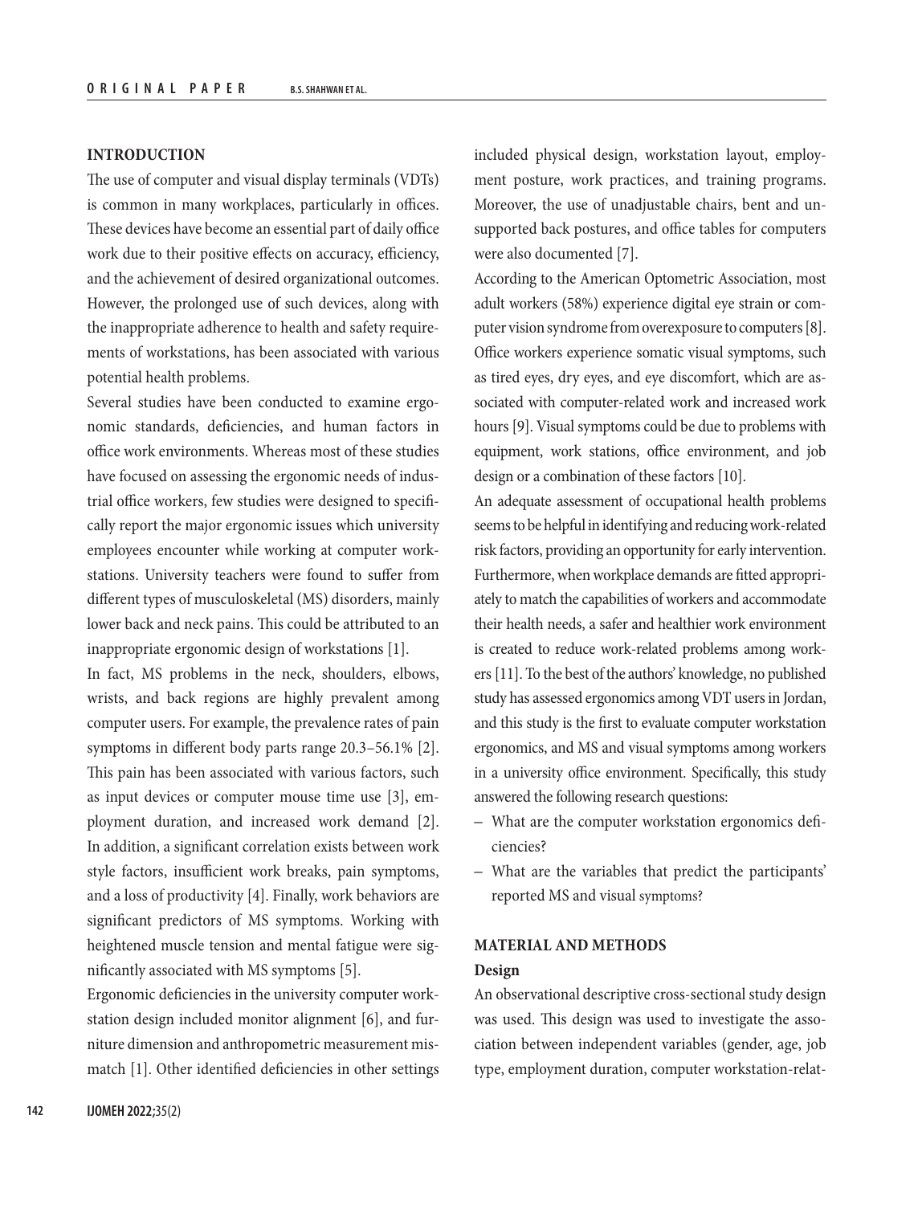## INTRODUCTION

The use of computer and visual display terminals (VDTs) is common in many workplaces, particularly in offices. These devices have become an essential part of daily office work due to their positive effects on accuracy, efficiency, and the achievement of desired organizational outcomes. However, the prolonged use of such devices, along with the inappropriate adherence to health and safety requirements of workstations, has been associated with various potential health problems.

Several studies have been conducted to examine ergonomic standards, deficiencies, and human factors in office work environments. Whereas most of these studies have focused on assessing the ergonomic needs of industrial office workers, few studies were designed to specifically report the major ergonomic issues which university employees encounter while working at computer workstations. University teachers were found to suffer from different types of musculoskeletal (MS) disorders, mainly lower back and neck pains. This could be attributed to an inappropriate ergonomic design of workstations [1].

In fact, MS problems in the neck, shoulders, elbows, wrists, and back regions are highly prevalent among computer users. For example, the prevalence rates of pain symptoms in different body parts range 20.3–56.1% [2]. This pain has been associated with various factors, such as input devices or computer mouse time use [3], employment duration, and increased work demand [2]. In addition, a significant correlation exists between work style factors, insufficient work breaks, pain symptoms, and a loss of productivity [4]. Finally, work behaviors are significant predictors of MS symptoms. Working with heightened muscle tension and mental fatigue were significantly associated with MS symptoms [5].

Ergonomic deficiencies in the university computer workstation design included monitor alignment [6], and furniture dimension and anthropometric measurement mismatch [1]. Other identified deficiencies in other settings included physical design, workstation layout, employment posture, work practices, and training programs. Moreover, the use of unadjustable chairs, bent and unsupported back postures, and office tables for computers were also documented [7].

According to the American Optometric Association, most adult workers (58%) experience digital eye strain or computer vision syndrome from overexposure to computers [8]. Office workers experience somatic visual symptoms, such as tired eyes, dry eyes, and eye discomfort, which are associated with computer-related work and increased work hours [9]. Visual symptoms could be due to problems with equipment, work stations, office environment, and job design or a combination of these factors [10].

An adequate assessment of occupational health problems seems to be helpful in identifying and reducing work-related risk factors, providing an opportunity for early intervention. Furthermore, when workplace demands are fitted appropriately to match the capabilities of workers and accommodate their health needs, a safer and healthier work environment is created to reduce work-related problems among workers [11]. To the best of the authors' knowledge, no published study has assessed ergonomics among VDT users in Jordan, and this study is the first to evaluate computer workstation ergonomics, and MS and visual symptoms among workers in a university office environment. Specifically, this study answered the following research questions:

- What are the computer workstation ergonomics deficiencies?
- What are the variables that predict the participants' reported MS and visual symptoms?

## MATERIAL AND METHODS

### Design

An observational descriptive cross-sectional study design was used. This design was used to investigate the association between independent variables (gender, age, job type, employment duration, computer workstation-relat-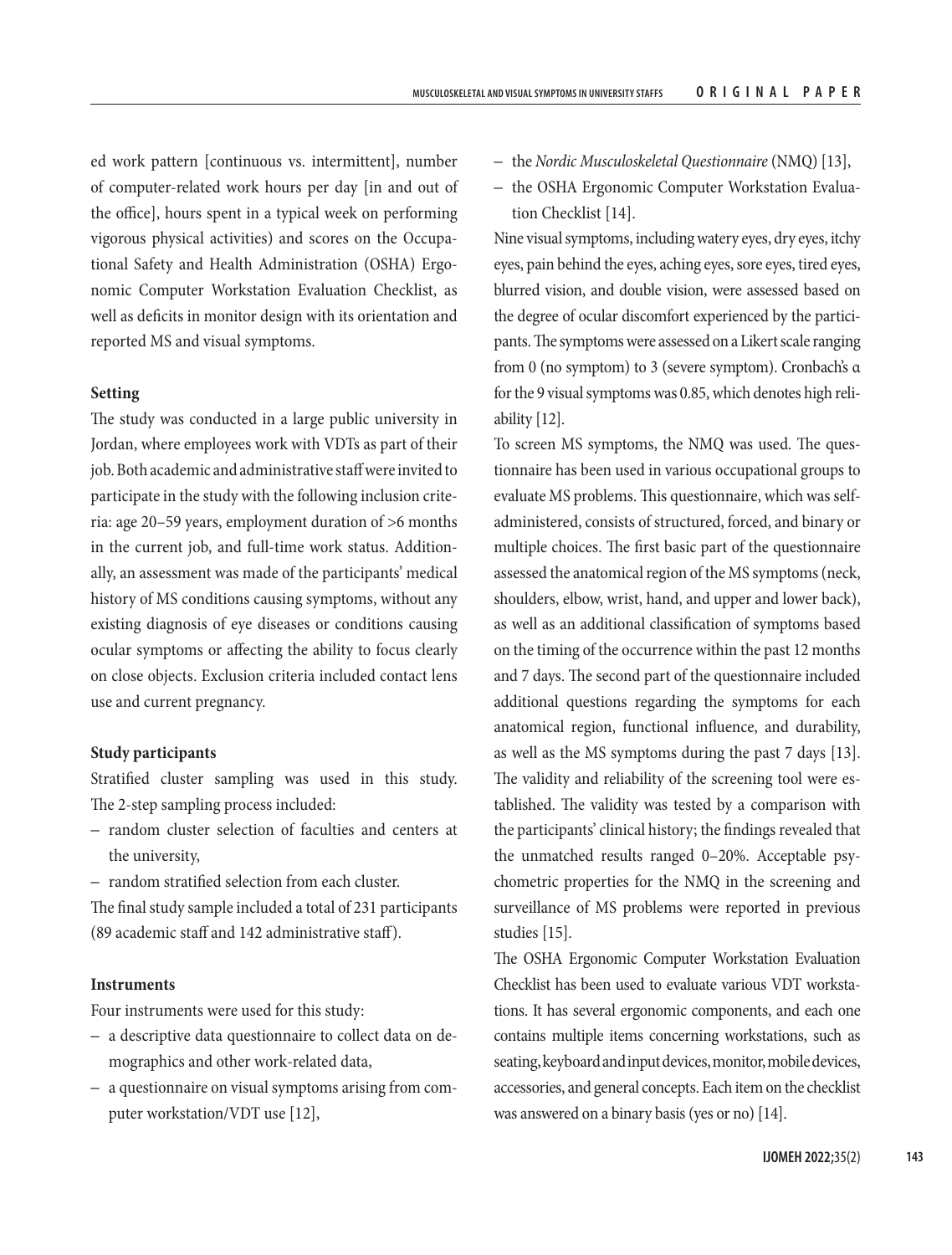ed work pattern [continuous vs. intermittent], number of computer-related work hours per day [in and out of the office], hours spent in a typical week on performing vigorous physical activities) and scores on the Occupational Safety and Health Administration (OSHA) Ergonomic Computer Workstation Evaluation Checklist, as well as deficits in monitor design with its orientation and reported MS and visual symptoms.

### Setting

The study was conducted in a large public university in Jordan, where employees work with VDTs as part of their job. Both academic and administrative staff were invited to participate in the study with the following inclusion criteria: age 20–59 years, employment duration of >6 months in the current job, and full-time work status. Additionally, an assessment was made of the participants' medical history of MS conditions causing symptoms, without any existing diagnosis of eye diseases or conditions causing ocular symptoms or affecting the ability to focus clearly on close objects. Exclusion criteria included contact lens use and current pregnancy.

### Study participants

Stratified cluster sampling was used in this study. The 2-step sampling process included:

- random cluster selection of faculties and centers at the university,
- random stratified selection from each cluster.

The final study sample included a total of 231 participants (89 academic staff and 142 administrative staff).

### Instruments

Four instruments were used for this study:

- a descriptive data questionnaire to collect data on demographics and other work-related data,
- a questionnaire on visual symptoms arising from computer workstation/VDT use [12],
- the *Nordic Musculoskeletal Questionnaire* (NMQ) [13],
- the OSHA Ergonomic Computer Workstation Evaluation Checklist [14].

Nine visual symptoms, including watery eyes, dry eyes, itchy eyes, pain behind the eyes, aching eyes, sore eyes, tired eyes, blurred vision, and double vision, were assessed based on the degree of ocular discomfort experienced by the participants. The symptoms were assessed on a Likert scale ranging from 0 (no symptom) to 3 (severe symptom). Cronbach's α for the 9 visual symptoms was 0.85, which denotes high reliability [12].

To screen MS symptoms, the NMQ was used. The questionnaire has been used in various occupational groups to evaluate MS problems. This questionnaire, which was self-administered, consists of structured, forced, and binary or multiple choices. The first basic part of the questionnaire assessed the anatomical region of the MS symptoms (neck, shoulders, elbow, wrist, hand, and upper and lower back), as well as an additional classification of symptoms based on the timing of the occurrence within the past 12 months and 7 days. The second part of the questionnaire included additional questions regarding the symptoms for each anatomical region, functional influence, and durability, as well as the MS symptoms during the past 7 days [13]. The validity and reliability of the screening tool were established. The validity was tested by a comparison with the participants' clinical history; the findings revealed that the unmatched results ranged 0–20%. Acceptable psychometric properties for the NMQ in the screening and surveillance of MS problems were reported in previous studies [15].

The OSHA Ergonomic Computer Workstation Evaluation Checklist has been used to evaluate various VDT workstations. It has several ergonomic components, and each one contains multiple items concerning workstations, such as seating, keyboard and input devices, monitor, mobile devices, accessories, and general concepts. Each item on the checklist was answered on a binary basis (yes or no) [14].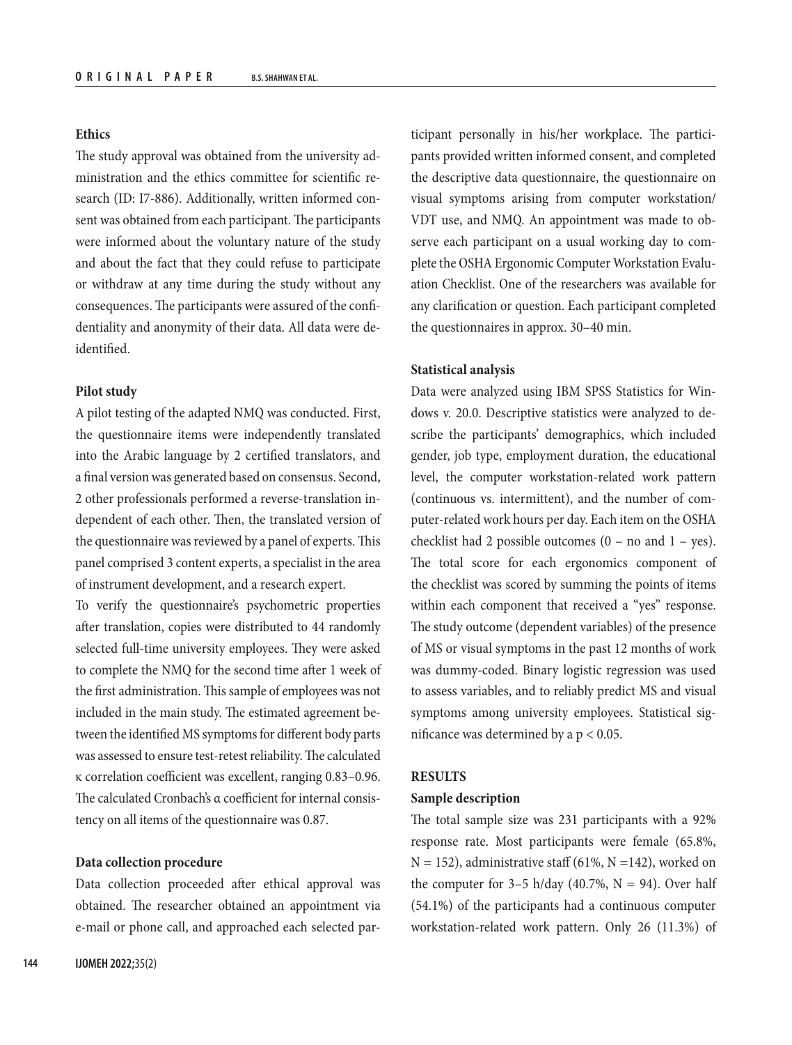### Ethics

The study approval was obtained from the university administration and the ethics committee for scientific research (ID: I7-886). Additionally, written informed consent was obtained from each participant. The participants were informed about the voluntary nature of the study and about the fact that they could refuse to participate or withdraw at any time during the study without any consequences. The participants were assured of the confidentiality and anonymity of their data. All data were deidentified.

### Pilot study

A pilot testing of the adapted NMQ was conducted. First, the questionnaire items were independently translated into the Arabic language by 2 certified translators, and a final version was generated based on consensus. Second, 2 other professionals performed a reverse-translation independent of each other. Then, the translated version of the questionnaire was reviewed by a panel of experts. This panel comprised 3 content experts, a specialist in the area of instrument development, and a research expert.

To verify the questionnaire's psychometric properties after translation, copies were distributed to 44 randomly selected full-time university employees. They were asked to complete the NMQ for the second time after 1 week of the first administration. This sample of employees was not included in the main study. The estimated agreement between the identified MS symptoms for different body parts was assessed to ensure test-retest reliability. The calculated κ correlation coefficient was excellent, ranging 0.83–0.96. The calculated Cronbach's α coefficient for internal consistency on all items of the questionnaire was 0.87.

### Data collection procedure

Data collection proceeded after ethical approval was obtained. The researcher obtained an appointment via e-mail or phone call, and approached each selected participant personally in his/her workplace. The participants provided written informed consent, and completed the descriptive data questionnaire, the questionnaire on visual symptoms arising from computer workstation/VDT use, and NMQ. An appointment was made to observe each participant on a usual working day to complete the OSHA Ergonomic Computer Workstation Evaluation Checklist. One of the researchers was available for any clarification or question. Each participant completed the questionnaires in approx. 30–40 min.

### Statistical analysis

Data were analyzed using IBM SPSS Statistics for Windows v. 20.0. Descriptive statistics were analyzed to describe the participants' demographics, which included gender, job type, employment duration, the educational level, the computer workstation-related work pattern (continuous vs. intermittent), and the number of computer-related work hours per day. Each item on the OSHA checklist had 2 possible outcomes (0 – no and 1 – yes). The total score for each ergonomics component of the checklist was scored by summing the points of items within each component that received a "yes" response. The study outcome (dependent variables) of the presence of MS or visual symptoms in the past 12 months of work was dummy-coded. Binary logistic regression was used to assess variables, and to reliably predict MS and visual symptoms among university employees. Statistical significance was determined by a $p < 0.05$.

## RESULTS

### Sample description

The total sample size was 231 participants with a 92% response rate. Most participants were female (65.8%, $N = 152$), administrative staff (61%, $N = 142$), worked on the computer for 3–5 h/day (40.7%, $N = 94$). Over half (54.1%) of the participants had a continuous computer workstation-related work pattern. Only 26 (11.3%) of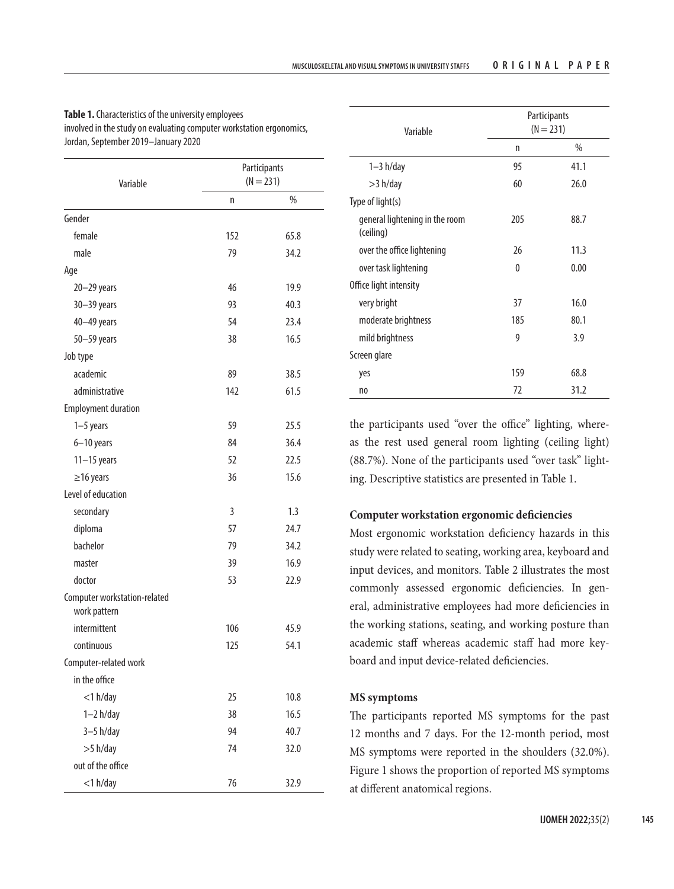**Table 1.** Characteristics of the university employees involved in the study on evaluating computer workstation ergonomics, Jordan, September 2019–January 2020

| Variable | Participants (N = 231) | |
|---|---|---|
| | n | % |
| Gender | | |
| female | 152 | 65.8 |
| male | 79 | 34.2 |
| Age | | |
| 20–29 years | 46 | 19.9 |
| 30–39 years | 93 | 40.3 |
| 40–49 years | 54 | 23.4 |
| 50–59 years | 38 | 16.5 |
| Job type | | |
| academic | 89 | 38.5 |
| administrative | 142 | 61.5 |
| Employment duration | | |
| 1–5 years | 59 | 25.5 |
| 6–10 years | 84 | 36.4 |
| 11–15 years | 52 | 22.5 |
| ≥16 years | 36 | 15.6 |
| Level of education | | |
| secondary | 3 | 1.3 |
| diploma | 57 | 24.7 |
| bachelor | 79 | 34.2 |
| master | 39 | 16.9 |
| doctor | 53 | 22.9 |
| Computer workstation-related work pattern | | |
| intermittent | 106 | 45.9 |
| continuous | 125 | 54.1 |
| Computer-related work | | |
| in the office | | |
| <1 h/day | 25 | 10.8 |
| 1–2 h/day | 38 | 16.5 |
| 3–5 h/day | 94 | 40.7 |
| >5 h/day | 74 | 32.0 |
| out of the office | | |
| <1 h/day | 76 | 32.9 |
| 1–3 h/day | 95 | 41.1 |
| >3 h/day | 60 | 26.0 |
| Type of light(s) | | |
| general lightening in the room (ceiling) | 205 | 88.7 |
| over the office lightening | 26 | 11.3 |
| over task lightening | 0 | 0.00 |
| Office light intensity | | |
| very bright | 37 | 16.0 |
| moderate brightness | 185 | 80.1 |
| mild brightness | 9 | 3.9 |
| Screen glare | | |
| yes | 159 | 68.8 |
| no | 72 | 31.2 |

the participants used "over the office" lighting, whereas the rest used general room lighting (ceiling light) (88.7%). None of the participants used "over task" lighting. Descriptive statistics are presented in Table 1.

### Computer workstation ergonomic deficiencies

Most ergonomic workstation deficiency hazards in this study were related to seating, working area, keyboard and input devices, and monitors. Table 2 illustrates the most commonly assessed ergonomic deficiencies. In general, administrative employees had more deficiencies in the working stations, seating, and working posture than academic staff whereas academic staff had more keyboard and input device-related deficiencies.

### MS symptoms

The participants reported MS symptoms for the past 12 months and 7 days. For the 12-month period, most MS symptoms were reported in the shoulders (32.0%). Figure 1 shows the proportion of reported MS symptoms at different anatomical regions.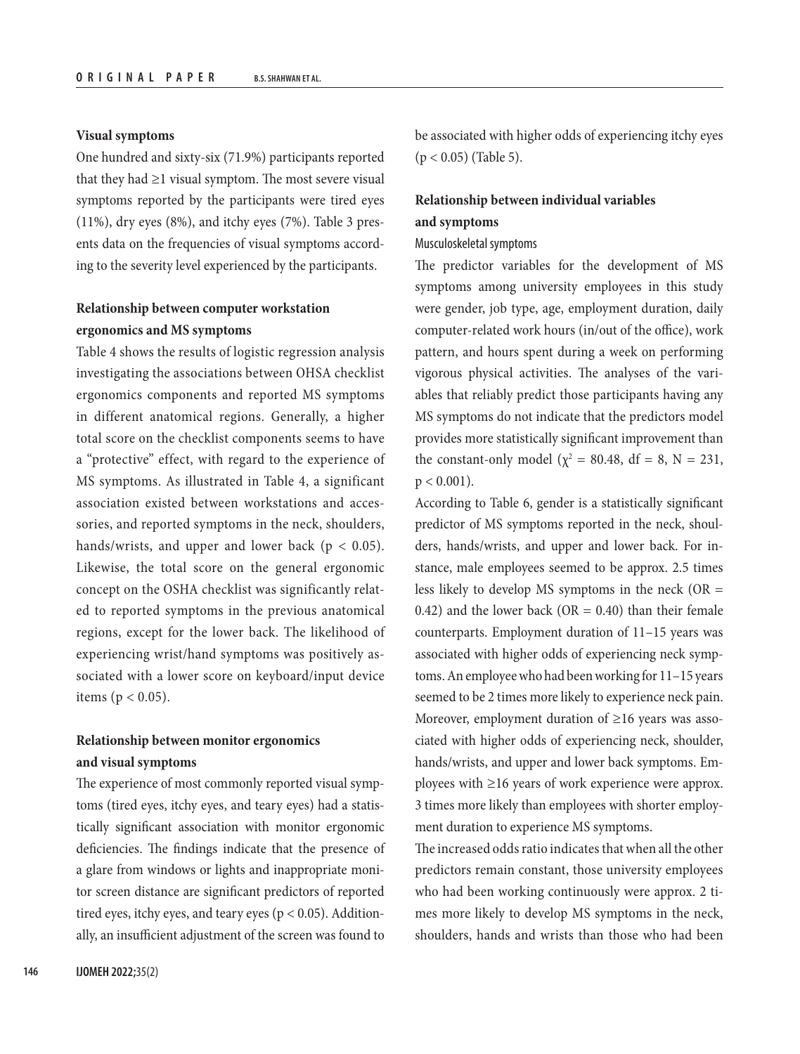### Visual symptoms

One hundred and sixty-six (71.9%) participants reported that they had ≥1 visual symptom. The most severe visual symptoms reported by the participants were tired eyes (11%), dry eyes (8%), and itchy eyes (7%). Table 3 presents data on the frequencies of visual symptoms according to the severity level experienced by the participants.

### Relationship between computer workstation ergonomics and MS symptoms

Table 4 shows the results of logistic regression analysis investigating the associations between OHSA checklist ergonomics components and reported MS symptoms in different anatomical regions. Generally, a higher total score on the checklist components seems to have a "protective" effect, with regard to the experience of MS symptoms. As illustrated in Table 4, a significant association existed between workstations and accessories, and reported symptoms in the neck, shoulders, hands/wrists, and upper and lower back ($p < 0.05$). Likewise, the total score on the general ergonomic concept on the OSHA checklist was significantly related to reported symptoms in the previous anatomical regions, except for the lower back. The likelihood of experiencing wrist/hand symptoms was positively associated with a lower score on keyboard/input device items ($p < 0.05$).

### Relationship between monitor ergonomics and visual symptoms

The experience of most commonly reported visual symptoms (tired eyes, itchy eyes, and teary eyes) had a statistically significant association with monitor ergonomic deficiencies. The findings indicate that the presence of a glare from windows or lights and inappropriate monitor screen distance are significant predictors of reported tired eyes, itchy eyes, and teary eyes ($p < 0.05$). Additionally, an insufficient adjustment of the screen was found to be associated with higher odds of experiencing itchy eyes ($p < 0.05$) (Table 5).

### Relationship between individual variables and symptoms

#### Musculoskeletal symptoms

The predictor variables for the development of MS symptoms among university employees in this study were gender, job type, age, employment duration, daily computer-related work hours (in/out of the office), work pattern, and hours spent during a week on performing vigorous physical activities. The analyses of the variables that reliably predict those participants having any MS symptoms do not indicate that the predictors model provides more statistically significant improvement than the constant-only model ($\chi^2 = 80.48$, df = 8, N = 231, $p < 0.001$).

According to Table 6, gender is a statistically significant predictor of MS symptoms reported in the neck, shoulders, hands/wrists, and upper and lower back. For instance, male employees seemed to be approx. 2.5 times less likely to develop MS symptoms in the neck (OR = 0.42) and the lower back (OR = 0.40) than their female counterparts. Employment duration of 11–15 years was associated with higher odds of experiencing neck symptoms. An employee who had been working for 11–15 years seemed to be 2 times more likely to experience neck pain. Moreover, employment duration of ≥16 years was associated with higher odds of experiencing neck, shoulder, hands/wrists, and upper and lower back symptoms. Employees with ≥16 years of work experience were approx. 3 times more likely than employees with shorter employment duration to experience MS symptoms.

The increased odds ratio indicates that when all the other predictors remain constant, those university employees who had been working continuously were approx. 2 times more likely to develop MS symptoms in the neck, shoulders, hands and wrists than those who had been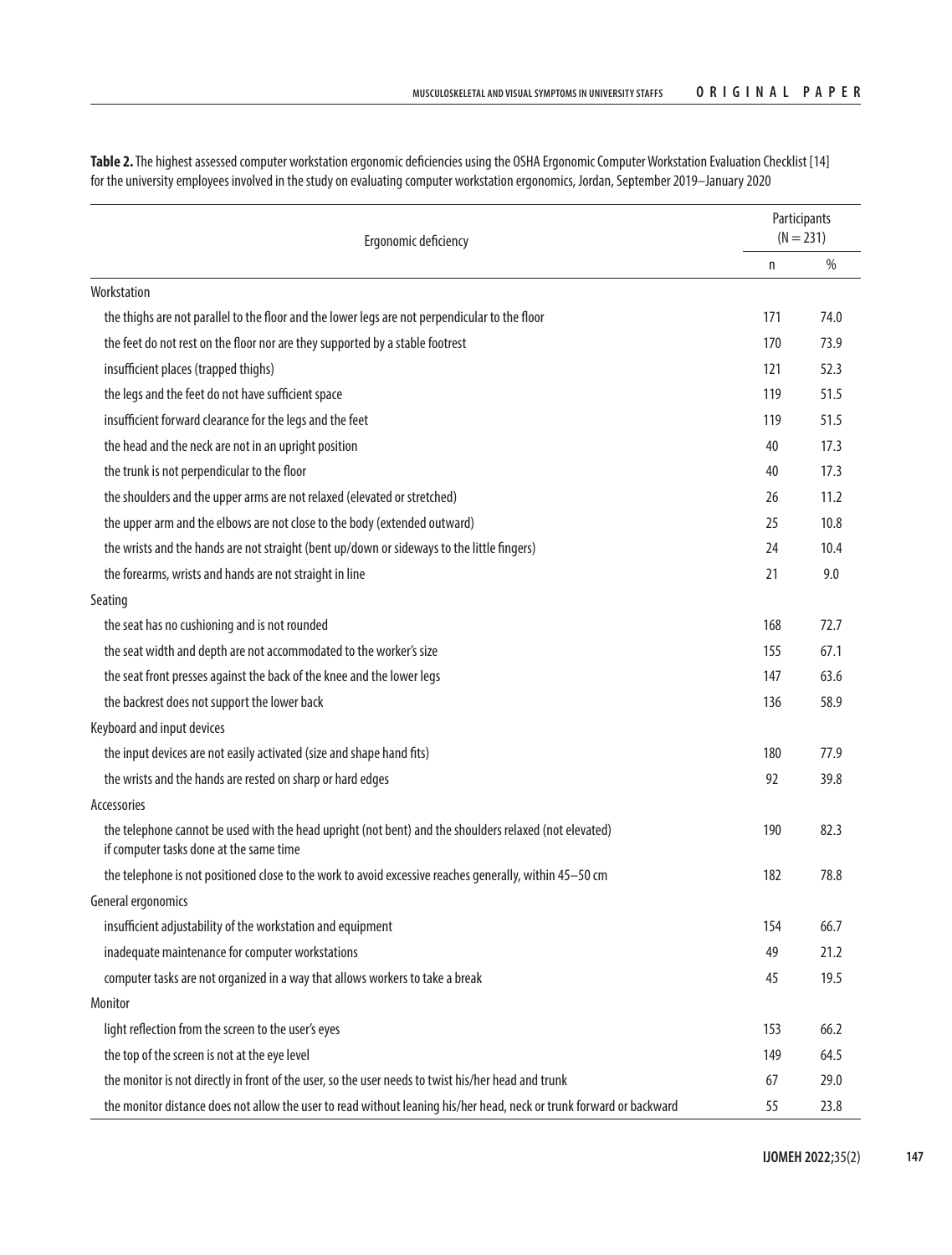**Table 2.** The highest assessed computer workstation ergonomic deficiencies using the OSHA Ergonomic Computer Workstation Evaluation Checklist [14] for the university employees involved in the study on evaluating computer workstation ergonomics, Jordan, September 2019–January 2020

| Ergonomic deficiency | Participants (N = 231) | |
|---|---|---|
| | n | % |
| Workstation | | |
| the thighs are not parallel to the floor and the lower legs are not perpendicular to the floor | 171 | 74.0 |
| the feet do not rest on the floor nor are they supported by a stable footrest | 170 | 73.9 |
| insufficient places (trapped thighs) | 121 | 52.3 |
| the legs and the feet do not have sufficient space | 119 | 51.5 |
| insufficient forward clearance for the legs and the feet | 119 | 51.5 |
| the head and the neck are not in an upright position | 40 | 17.3 |
| the trunk is not perpendicular to the floor | 40 | 17.3 |
| the shoulders and the upper arms are not relaxed (elevated or stretched) | 26 | 11.2 |
| the upper arm and the elbows are not close to the body (extended outward) | 25 | 10.8 |
| the wrists and the hands are not straight (bent up/down or sideways to the little fingers) | 24 | 10.4 |
| the forearms, wrists and hands are not straight in line | 21 | 9.0 |
| Seating | | |
| the seat has no cushioning and is not rounded | 168 | 72.7 |
| the seat width and depth are not accommodated to the worker's size | 155 | 67.1 |
| the seat front presses against the back of the knee and the lower legs | 147 | 63.6 |
| the backrest does not support the lower back | 136 | 58.9 |
| Keyboard and input devices | | |
| the input devices are not easily activated (size and shape hand fits) | 180 | 77.9 |
| the wrists and the hands are rested on sharp or hard edges | 92 | 39.8 |
| Accessories | | |
| the telephone cannot be used with the head upright (not bent) and the shoulders relaxed (not elevated) if computer tasks done at the same time | 190 | 82.3 |
| the telephone is not positioned close to the work to avoid excessive reaches generally, within 45–50 cm | 182 | 78.8 |
| General ergonomics | | |
| insufficient adjustability of the workstation and equipment | 154 | 66.7 |
| inadequate maintenance for computer workstations | 49 | 21.2 |
| computer tasks are not organized in a way that allows workers to take a break | 45 | 19.5 |
| Monitor | | |
| light reflection from the screen to the user's eyes | 153 | 66.2 |
| the top of the screen is not at the eye level | 149 | 64.5 |
| the monitor is not directly in front of the user, so the user needs to twist his/her head and trunk | 67 | 29.0 |
| the monitor distance does not allow the user to read without leaning his/her head, neck or trunk forward or backward | 55 | 23.8 |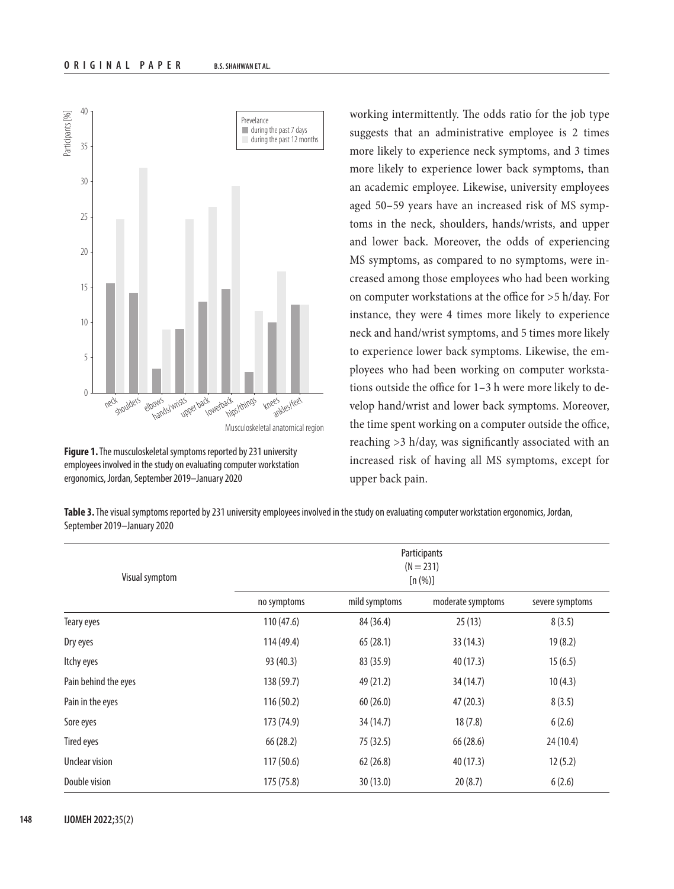Figure 1. The musculoskeletal symptoms reported by 231 university employees involved in the study on evaluating computer workstation ergonomics, Jordan, September 2019–January 2020

working intermittently. The odds ratio for the job type suggests that an administrative employee is 2 times more likely to experience neck symptoms, and 3 times more likely to experience lower back symptoms, than an academic employee. Likewise, university employees aged 50–59 years have an increased risk of MS symptoms in the neck, shoulders, hands/wrists, and upper and lower back. Moreover, the odds of experiencing MS symptoms, as compared to no symptoms, were increased among those employees who had been working on computer workstations at the office for >5 h/day. For instance, they were 4 times more likely to experience neck and hand/wrist symptoms, and 5 times more likely to experience lower back symptoms. Likewise, the employees who had been working on computer workstations outside the office for 1–3 h were more likely to develop hand/wrist and lower back symptoms. Moreover, the time spent working on a computer outside the office, reaching >3 h/day, was significantly associated with an increased risk of having all MS symptoms, except for upper back pain.

**Table 3.** The visual symptoms reported by 231 university employees involved in the study on evaluating computer workstation ergonomics, Jordan, September 2019–January 2020

| Visual symptom | Participants (N = 231) [n (%)] | | | |
|---|---|---|---|---|
| | no symptoms | mild symptoms | moderate symptoms | severe symptoms |
| Teary eyes | 110 (47.6) | 84 (36.4) | 25 (13) | 8 (3.5) |
| Dry eyes | 114 (49.4) | 65 (28.1) | 33 (14.3) | 19 (8.2) |
| Itchy eyes | 93 (40.3) | 83 (35.9) | 40 (17.3) | 15 (6.5) |
| Pain behind the eyes | 138 (59.7) | 49 (21.2) | 34 (14.7) | 10 (4.3) |
| Pain in the eyes | 116 (50.2) | 60 (26.0) | 47 (20.3) | 8 (3.5) |
| Sore eyes | 173 (74.9) | 34 (14.7) | 18 (7.8) | 6 (2.6) |
| Tired eyes | 66 (28.2) | 75 (32.5) | 66 (28.6) | 24 (10.4) |
| Unclear vision | 117 (50.6) | 62 (26.8) | 40 (17.3) | 12 (5.2) |
| Double vision | 175 (75.8) | 30 (13.0) | 20 (8.7) | 6 (2.6) |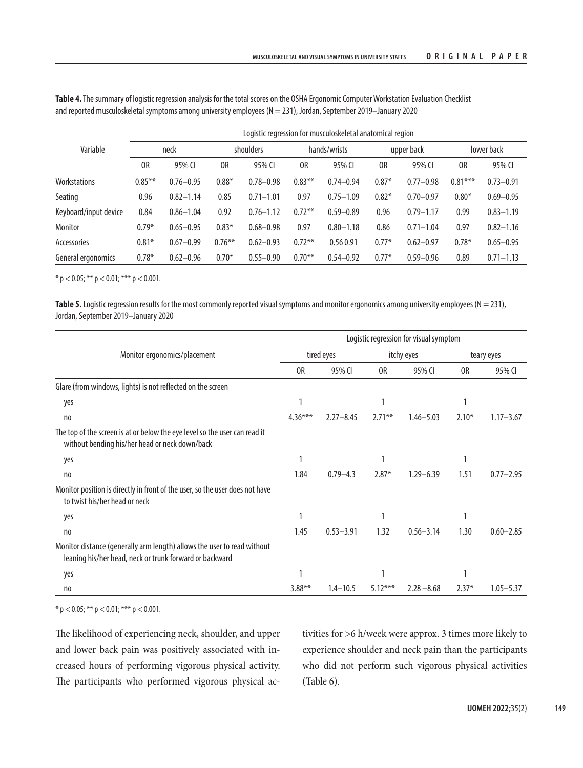**Table 4.** The summary of logistic regression analysis for the total scores on the OSHA Ergonomic Computer Workstation Evaluation Checklist and reported musculoskeletal symptoms among university employees (N = 231), Jordan, September 2019–January 2020

| Variable | Logistic regression for musculoskeletal anatomical region | | | | | | | | | |
|---|---|---|---|---|---|---|---|---|---|---|
| | neck | | shoulders | | hands/wrists | | upper back | | lower back | |
| | OR | 95% CI | OR | 95% CI | OR | 95% CI | OR | 95% CI | OR | 95% CI |
| Workstations | 0.85** | 0.76–0.95 | 0.88* | 0.78–0.98 | 0.83** | 0.74–0.94 | 0.87* | 0.77–0.98 | 0.81*** | 0.73–0.91 |
| Seating | 0.96 | 0.82–1.14 | 0.85 | 0.71–1.01 | 0.97 | 0.75–1.09 | 0.82* | 0.70–0.97 | 0.80* | 0.69–0.95 |
| Keyboard/input device | 0.84 | 0.86–1.04 | 0.92 | 0.76–1.12 | 0.72** | 0.59–0.89 | 0.96 | 0.79–1.17 | 0.99 | 0.83–1.19 |
| Monitor | 0.79* | 0.65–0.95 | 0.83* | 0.68–0.98 | 0.97 | 0.80–1.18 | 0.86 | 0.71–1.04 | 0.97 | 0.82–1.16 |
| Accessories | 0.81* | 0.67–0.99 | 0.76** | 0.62–0.93 | 0.72** | 0.56 0.91 | 0.77* | 0.62–0.97 | 0.78* | 0.65–0.95 |
| General ergonomics | 0.78* | 0.62–0.96 | 0.70* | 0.55–0.90 | 0.70** | 0.54–0.92 | 0.77* | 0.59–0.96 | 0.89 | 0.71–1.13 |

* $p < 0.05$; ** $p < 0.01$; *** $p < 0.001$.

**Table 5.** Logistic regression results for the most commonly reported visual symptoms and monitor ergonomics among university employees (N = 231), Jordan, September 2019–January 2020

| Monitor ergonomics/placement | Logistic regression for visual symptom | | | | | |
|---|---|---|---|---|---|---|
| | tired eyes | | itchy eyes | | teary eyes | |
| | OR | 95% CI | OR | 95% CI | OR | 95% CI |
| Glare (from windows, lights) is not reflected on the screen | | | | | | |
| yes | 1 | | 1 | | 1 | |
| no | 4.36*** | 2.27–8.45 | 2.71** | 1.46–5.03 | 2.10* | 1.17–3.67 |
| The top of the screen is at or below the eye level so the user can read it without bending his/her head or neck down/back | | | | | | |
| yes | 1 | | 1 | | 1 | |
| no | 1.84 | 0.79–4.3 | 2.87* | 1.29–6.39 | 1.51 | 0.77–2.95 |
| Monitor position is directly in front of the user, so the user does not have to twist his/her head or neck | | | | | | |
| yes | 1 | | 1 | | 1 | |
| no | 1.45 | 0.53–3.91 | 1.32 | 0.56–3.14 | 1.30 | 0.60–2.85 |
| Monitor distance (generally arm length) allows the user to read without leaning his/her head, neck or trunk forward or backward | | | | | | |
| yes | 1 | | 1 | | 1 | |
| no | 3.88** | 1.4–10.5 | 5.12*** | 2.28 –8.68 | 2.37* | 1.05–5.37 |

* $p < 0.05$; ** $p < 0.01$; *** $p < 0.001$.

The likelihood of experiencing neck, shoulder, and upper and lower back pain was positively associated with increased hours of performing vigorous physical activity. The participants who performed vigorous physical activities for >6 h/week were approx. 3 times more likely to experience shoulder and neck pain than the participants who did not perform such vigorous physical activities (Table 6).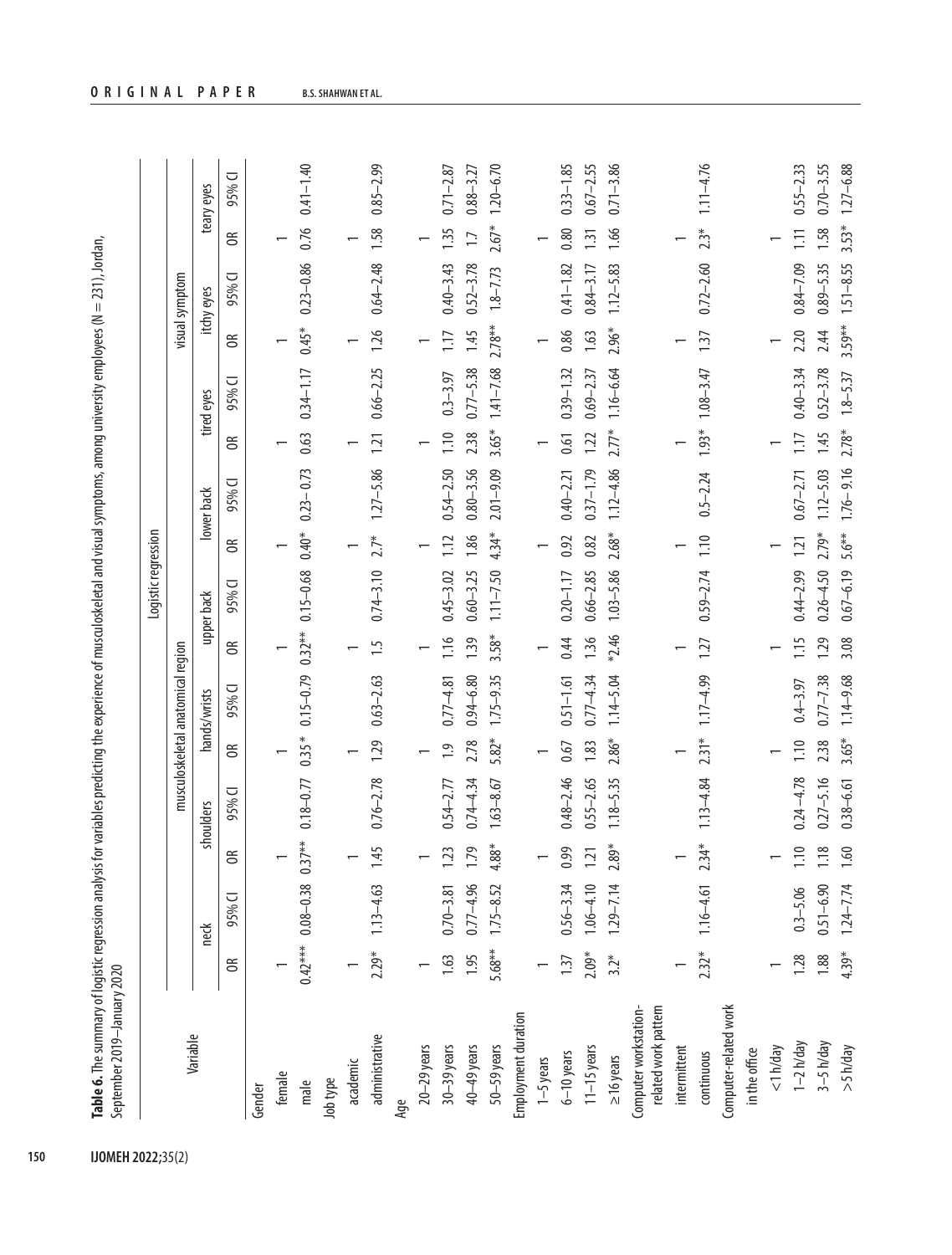**Table 6.** The summary of logistic regression analysis for variables predicting the experience of musculoskeletal and visual symptoms, among university employees (N = 231), Jordan, September 2019–January 2020

| Variable | Logistic regression | | | | | | | | | | | | | | | | | |
|---|---|---|---|---|---|---|---|---|---|---|---|---|---|---|---|---|---|---|
| | musculoskeletal anatomical region | | | | | | | | | | visual symptom | | | | | | | |
| | neck | | shoulders | | hands/wrists | | upper back | | lower back | | tired eyes | | itchy eyes | | teary eyes | | | |
| | OR | 95% CI | OR | 95% CI | OR | 95% CI | OR | 95% CI | OR | 95% CI | OR | 95% CI | OR | 95% CI | OR | 95% CI | | |
| Gender | | | | | | | | | | | | | | | | | | |
| female | 1 | | 1 | | 1 | | 1 | | 1 | | 1 | | 1 | | 1 | | | |
| male | 0.42*** | 0.08–0.38 | 0.37** | 0.18–0.77 | 0.35 * | 0.15–0.79 | 0.32** | 0.15–0.68 | 0.40* | 0.23–0.73 | 0.63 | 0.34–1.17 | 0.45* | 0.23–0.86 | 0.76 | 0.41–1.40 | | |
| Job type | | | | | | | | | | | | | | | | | | |
| academic | 1 | | 1 | | 1 | | 1 | | 1 | | 1 | | 1 | | 1 | | | |
| administrative | 2.29* | 1.13–4.63 | 1.45 | 0.76–2.78 | 1.29 | 0.63–2.63 | 1.5 | 0.74–3.10 | 2.7* | 1.27–5.86 | 1.21 | 0.66–2.25 | 1.26 | 0.64–2.48 | 1.58 | 0.85–2.99 | | |
| Age | | | | | | | | | | | | | | | | | | |
| 20–29 years | 1 | | 1 | | 1 | | 1 | | 1 | | 1 | | 1 | | 1 | | | |
| 30–39 years | 1.63 | 0.70–3.81 | 1.23 | 0.54–2.77 | 1.9 | 0.77–4.81 | 1.16 | 0.45–3.02 | 1.12 | 0.54–2.50 | 1.10 | 0.3–3.97 | 1.17 | 0.40–3.43 | 1.35 | 0.71–2.87 | | |
| 40–49 years | 1.95 | 0.77–4.96 | 1.79 | 0.74–4.34 | 2.78 | 0.94–6.80 | 1.39 | 0.60–3.25 | 1.86 | 0.80–3.56 | 2.38 | 0.77–5.38 | 1.45 | 0.52–3.78 | 1.7 | 0.88–3.27 | | |
| 50–59 years | 5.68** | 1.75–8.52 | 4.88* | 1.63–8.67 | 5.82* | 1.75–9.35 | 3.58* | 1.11–7.50 | 4.34* | 2.01–9.09 | 3.65* | 1.41–7.68 | 2.78** | 1.8–7.73 | 2.67* | 1.20–6.70 | | |
| Employment duration | | | | | | | | | | | | | | | | | | |
| 1–5 years | 1 | | 1 | | 1 | | 1 | | 1 | | 1 | | 1 | | 1 | | | |
| 6–10 years | 1.37 | 0.56–3.34 | 0.99 | 0.48–2.46 | 0.67 | 0.51–1.61 | 0.44 | 0.20–1.17 | 0.92 | 0.40–2.21 | 0.61 | 0.39–1.32 | 0.86 | 0.41–1.82 | 0.80 | 0.33–1.85 | | |
| 11–15 years | 2.09* | 1.06–4.10 | 1.21 | 0.55–2.65 | 1.83 | 0.77–4.34 | 1.36 | 0.66–2.85 | 0.82 | 0.37–1.79 | 1.22 | 0.69–2.37 | 1.63 | 0.84–3.17 | 1.31 | 0.67–2.55 | | |
| ≥16 years | 3.2* | 1.29–7.14 | 2.89* | 1.18–5.35 | 2.86* | 1.14–5.04 | *2.46 | 1.03–5.86 | 2.68* | 1.12–4.86 | 2.77* | 1.16–6.64 | 2.96* | 1.12–5.83 | 1.66 | 0.71–3.86 | | |
| Computer workstation-related work pattern | | | | | | | | | | | | | | | | | | |
| intermittent | 1 | | 1 | | 1 | | 1 | | 1 | | 1 | | 1 | | 1 | | | |
| continuous | 2.32* | 1.16–4.61 | 2.34* | 1.13–4.84 | 2.31* | 1.17–4.99 | 1.27 | 0.59–2.74 | 1.10 | 0.5–2.24 | 1.93* | 1.08–3.47 | 1.37 | 0.72–2.60 | 2.3* | 1.11–4.76 | | |
| Computer-related work in the office | | | | | | | | | | | | | | | | | | |
| <1 h/day | 1 | | 1 | | 1 | | 1 | | 1 | | 1 | | 1 | | 1 | | | |
| 1–2 h/day | 1.28 | 0.3–5.06 | 1.10 | 0.24 –4.78 | 1.10 | 0.4–3.97 | 1.15 | 0.44–2.99 | 1.21 | 0.67–2.71 | 1.17 | 0.40–3.34 | 2.20 | 0.84–7.09 | 1.11 | 0.55–2.33 | | |
| 3–5 h/day | 1.88 | 0.51–6.90 | 1.18 | 0.27–5.16 | 2.38 | 0.77–7.38 | 1.29 | 0.26–4.50 | 2.79* | 1.12–5.03 | 1.45 | 0.52–3.78 | 2.44 | 0.89–5.35 | 1.58 | 0.70–3.55 | | |
| >5 h/day | 4.39* | 1.24–7.74 | 1.60 | 0.38–6.61 | 3.65* | 1.14–9.68 | 3.08 | 0.67–6.19 | 5.6** | 1.76–9.16 | 2.78* | 1.8–5.37 | 3.59** | 1.51–8.55 | 3.53* | 1.27–6.88 | | |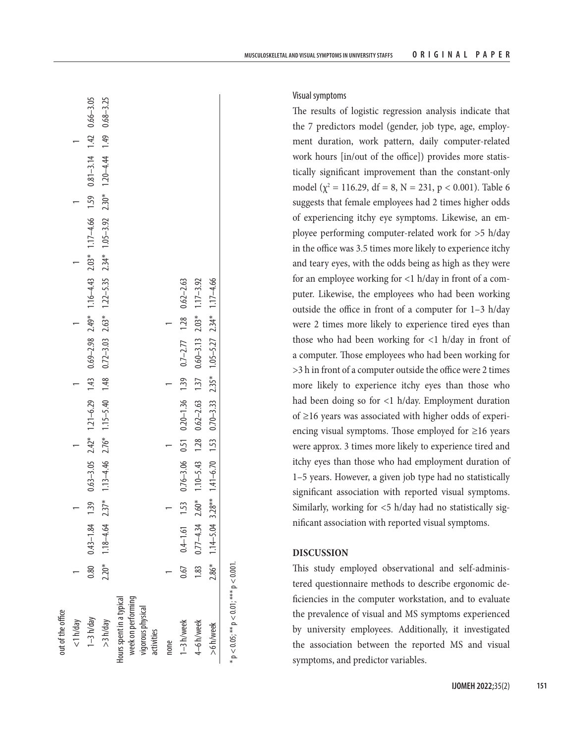| | | | | | | | | | | | | | | | | |
|---|---|---|---|---|---|---|---|---|---|---|---|---|---|---|---|---|
| out of the office | | | | | | | | | | | | | | | | |
| <1 h/day | 1 | | 1 | | 1 | | 1 | | 1 | | 1 | | 1 | | 1 | |
| 1–3 h/day | 0.80 | 0.43–1.84 | 1.39 | 0.63–3.05 | 2.42* | 1.21–6.29 | 1.43 | 0.69–2.98 | 2.49* | 1.16–4.43 | 2.03* | 1.17–4.66 | 1.59 | 0.81–3.14 | 1.42 | 0.66–3.05 |
| >3 h/day | 2.20* | 1.18–4.64 | 2.37* | 1.13–4.46 | 2.76* | 1.15–5.40 | 1.48 | 0.72–3.03 | 2.63* | 1.22–5.35 | 2.34* | 1.05–3.92 | 2.30* | 1.20–4.44 | 1.49 | 0.68–3.25 |
| Hours spent in a typical week on performing vigorous physical activities | | | | | | | | | | | | | | | | |
| none | 1 | | 1 | | 1 | | 1 | | 1 | | | | | | | |
| 1–3 h/week | 0.67 | 0.4–1.61 | 1.53 | 0.76–3.06 | 0.51 | 0.20–1.36 | 1.39 | 0.7–2.77 | 1.28 | 0.62–2.63 | | | | | | |
| 4–6 h/week | 1.83 | 0.77–4.34 | 2.60* | 1.10–5.43 | 1.28 | 0.62–2.63 | 1.37 | 0.60–3.13 | 2.03* | 1.17–3.92 | | | | | | |
| >6 h/week | 2.86* | 1.14–5.04 | 3.28** | 1.41–6.70 | 1.53 | 0.70–3.33 | 2.35* | 1.05–5.27 | 2.34* | 1.17–4.66 | | | | | | |

\* $p < 0.05$; \*\* $p < 0.01$; \*\*\* $p < 0.001$.

### Visual symptoms

The results of logistic regression analysis indicate that the 7 predictors model (gender, job type, age, employment duration, work pattern, daily computer-related work hours [in/out of the office]) provides more statistically significant improvement than the constant-only model ($\chi^2 = 116.29$, df = 8, N = 231, $p < 0.001$). Table 6 suggests that female employees had 2 times higher odds of experiencing itchy eye symptoms. Likewise, an employee performing computer-related work for >5 h/day in the office was 3.5 times more likely to experience itchy and teary eyes, with the odds being as high as they were for an employee working for <1 h/day in front of a computer. Likewise, the employees who had been working outside the office in front of a computer for 1–3 h/day were 2 times more likely to experience tired eyes than those who had been working for <1 h/day in front of a computer. Those employees who had been working for >3 h in front of a computer outside the office were 2 times more likely to experience itchy eyes than those who had been doing so for <1 h/day. Employment duration of ≥16 years was associated with higher odds of experiencing visual symptoms. Those employed for ≥16 years were approx. 3 times more likely to experience tired and itchy eyes than those who had employment duration of 1–5 years. However, a given job type had no statistically significant association with reported visual symptoms. Similarly, working for <5 h/day had no statistically significant association with reported visual symptoms.

## DISCUSSION

This study employed observational and self-administered questionnaire methods to describe ergonomic deficiencies in the computer workstation, and to evaluate the prevalence of visual and MS symptoms experienced by university employees. Additionally, it investigated the association between the reported MS and visual symptoms, and predictor variables.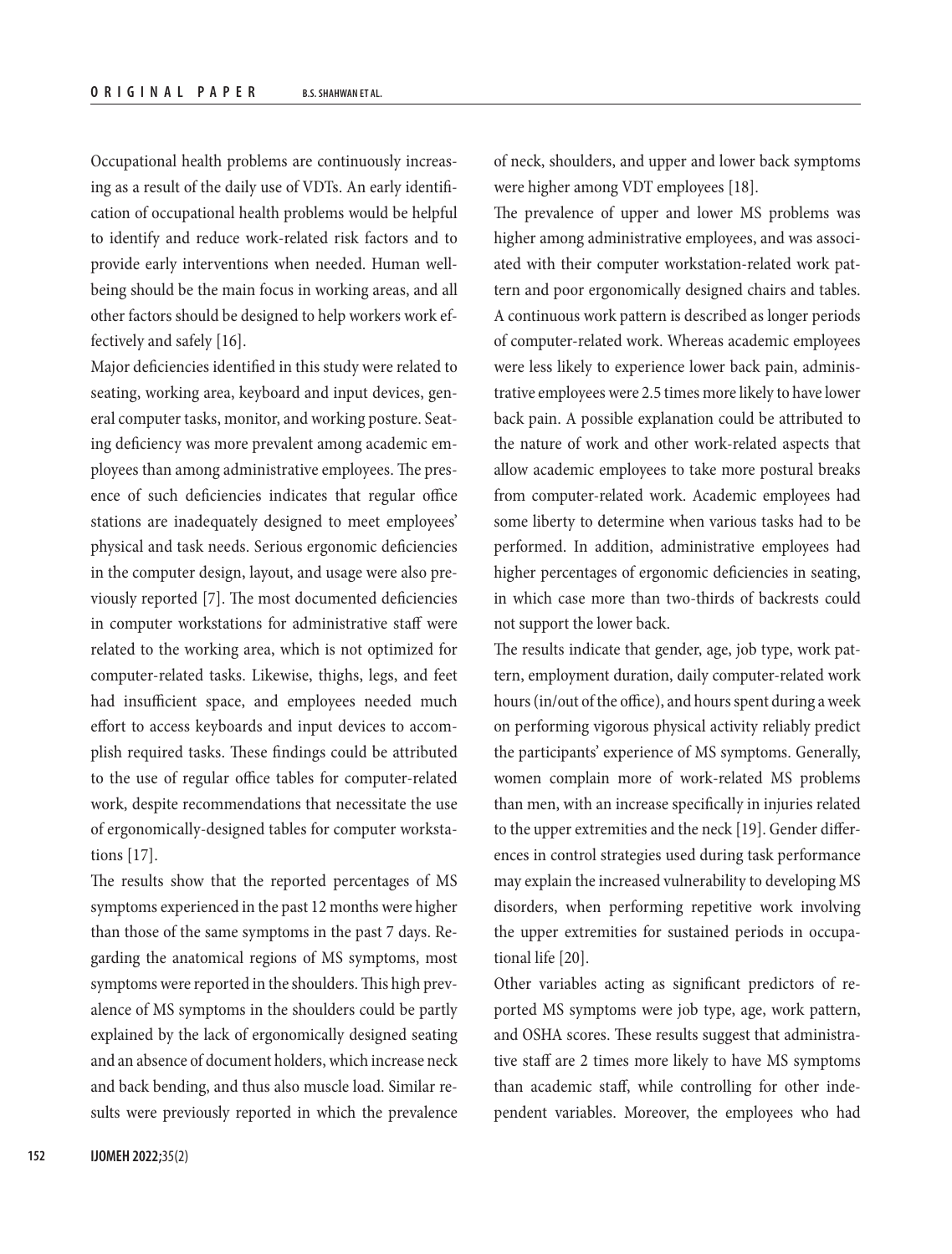Occupational health problems are continuously increasing as a result of the daily use of VDTs. An early identification of occupational health problems would be helpful to identify and reduce work-related risk factors and to provide early interventions when needed. Human well-being should be the main focus in working areas, and all other factors should be designed to help workers work effectively and safely [16].

Major deficiencies identified in this study were related to seating, working area, keyboard and input devices, general computer tasks, monitor, and working posture. Seating deficiency was more prevalent among academic employees than among administrative employees. The presence of such deficiencies indicates that regular office stations are inadequately designed to meet employees' physical and task needs. Serious ergonomic deficiencies in the computer design, layout, and usage were also previously reported [7]. The most documented deficiencies in computer workstations for administrative staff were related to the working area, which is not optimized for computer-related tasks. Likewise, thighs, legs, and feet had insufficient space, and employees needed much effort to access keyboards and input devices to accomplish required tasks. These findings could be attributed to the use of regular office tables for computer-related work, despite recommendations that necessitate the use of ergonomically-designed tables for computer workstations [17].

The results show that the reported percentages of MS symptoms experienced in the past 12 months were higher than those of the same symptoms in the past 7 days. Regarding the anatomical regions of MS symptoms, most symptoms were reported in the shoulders. This high prevalence of MS symptoms in the shoulders could be partly explained by the lack of ergonomically designed seating and an absence of document holders, which increase neck and back bending, and thus also muscle load. Similar results were previously reported in which the prevalence of neck, shoulders, and upper and lower back symptoms were higher among VDT employees [18].

The prevalence of upper and lower MS problems was higher among administrative employees, and was associated with their computer workstation-related work pattern and poor ergonomically designed chairs and tables. A continuous work pattern is described as longer periods of computer-related work. Whereas academic employees were less likely to experience lower back pain, administrative employees were 2.5 times more likely to have lower back pain. A possible explanation could be attributed to the nature of work and other work-related aspects that allow academic employees to take more postural breaks from computer-related work. Academic employees had some liberty to determine when various tasks had to be performed. In addition, administrative employees had higher percentages of ergonomic deficiencies in seating, in which case more than two-thirds of backrests could not support the lower back.

The results indicate that gender, age, job type, work pattern, employment duration, daily computer-related work hours (in/out of the office), and hours spent during a week on performing vigorous physical activity reliably predict the participants' experience of MS symptoms. Generally, women complain more of work-related MS problems than men, with an increase specifically in injuries related to the upper extremities and the neck [19]. Gender differences in control strategies used during task performance may explain the increased vulnerability to developing MS disorders, when performing repetitive work involving the upper extremities for sustained periods in occupational life [20].

Other variables acting as significant predictors of reported MS symptoms were job type, age, work pattern, and OSHA scores. These results suggest that administrative staff are 2 times more likely to have MS symptoms than academic staff, while controlling for other independent variables. Moreover, the employees who had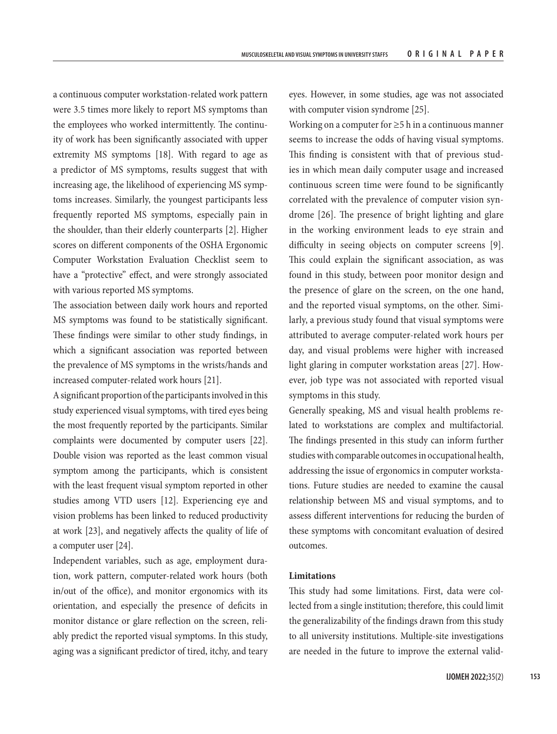a continuous computer workstation-related work pattern were 3.5 times more likely to report MS symptoms than the employees who worked intermittently. The continuity of work has been significantly associated with upper extremity MS symptoms [18]. With regard to age as a predictor of MS symptoms, results suggest that with increasing age, the likelihood of experiencing MS symptoms increases. Similarly, the youngest participants less frequently reported MS symptoms, especially pain in the shoulder, than their elderly counterparts [2]. Higher scores on different components of the OSHA Ergonomic Computer Workstation Evaluation Checklist seem to have a "protective" effect, and were strongly associated with various reported MS symptoms.

The association between daily work hours and reported MS symptoms was found to be statistically significant. These findings were similar to other study findings, in which a significant association was reported between the prevalence of MS symptoms in the wrists/hands and increased computer-related work hours [21].

A significant proportion of the participants involved in this study experienced visual symptoms, with tired eyes being the most frequently reported by the participants. Similar complaints were documented by computer users [22]. Double vision was reported as the least common visual symptom among the participants, which is consistent with the least frequent visual symptom reported in other studies among VTD users [12]. Experiencing eye and vision problems has been linked to reduced productivity at work [23], and negatively affects the quality of life of a computer user [24].

Independent variables, such as age, employment duration, work pattern, computer-related work hours (both in/out of the office), and monitor ergonomics with its orientation, and especially the presence of deficits in monitor distance or glare reflection on the screen, reliably predict the reported visual symptoms. In this study, aging was a significant predictor of tired, itchy, and teary eyes. However, in some studies, age was not associated with computer vision syndrome [25].

Working on a computer for ≥5 h in a continuous manner seems to increase the odds of having visual symptoms. This finding is consistent with that of previous studies in which mean daily computer usage and increased continuous screen time were found to be significantly correlated with the prevalence of computer vision syndrome [26]. The presence of bright lighting and glare in the working environment leads to eye strain and difficulty in seeing objects on computer screens [9]. This could explain the significant association, as was found in this study, between poor monitor design and the presence of glare on the screen, on the one hand, and the reported visual symptoms, on the other. Similarly, a previous study found that visual symptoms were attributed to average computer-related work hours per day, and visual problems were higher with increased light glaring in computer workstation areas [27]. However, job type was not associated with reported visual symptoms in this study.

Generally speaking, MS and visual health problems related to workstations are complex and multifactorial. The findings presented in this study can inform further studies with comparable outcomes in occupational health, addressing the issue of ergonomics in computer workstations. Future studies are needed to examine the causal relationship between MS and visual symptoms, and to assess different interventions for reducing the burden of these symptoms with concomitant evaluation of desired outcomes.

### Limitations

This study had some limitations. First, data were collected from a single institution; therefore, this could limit the generalizability of the findings drawn from this study to all university institutions. Multiple-site investigations are needed in the future to improve the external valid-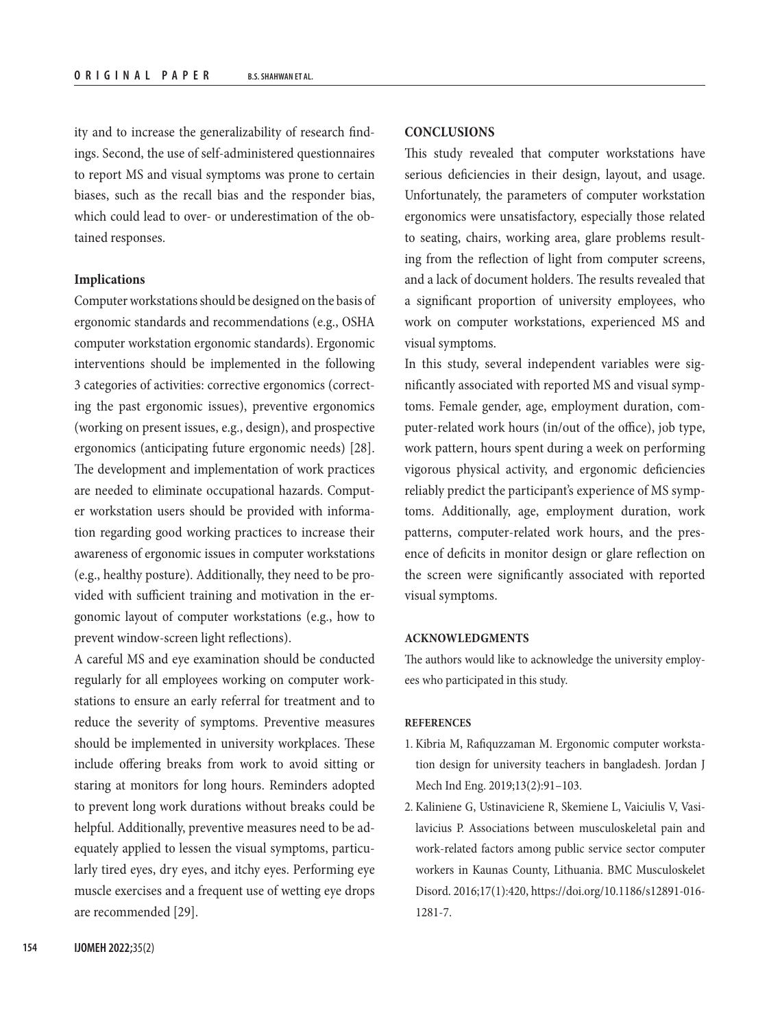ity and to increase the generalizability of research findings. Second, the use of self-administered questionnaires to report MS and visual symptoms was prone to certain biases, such as the recall bias and the responder bias, which could lead to over- or underestimation of the obtained responses.

### Implications

Computer workstations should be designed on the basis of ergonomic standards and recommendations (e.g., OSHA computer workstation ergonomic standards). Ergonomic interventions should be implemented in the following 3 categories of activities: corrective ergonomics (correcting the past ergonomic issues), preventive ergonomics (working on present issues, e.g., design), and prospective ergonomics (anticipating future ergonomic needs) [28]. The development and implementation of work practices are needed to eliminate occupational hazards. Computer workstation users should be provided with information regarding good working practices to increase their awareness of ergonomic issues in computer workstations (e.g., healthy posture). Additionally, they need to be provided with sufficient training and motivation in the ergonomic layout of computer workstations (e.g., how to prevent window-screen light reflections).

A careful MS and eye examination should be conducted regularly for all employees working on computer workstations to ensure an early referral for treatment and to reduce the severity of symptoms. Preventive measures should be implemented in university workplaces. These include offering breaks from work to avoid sitting or staring at monitors for long hours. Reminders adopted to prevent long work durations without breaks could be helpful. Additionally, preventive measures need to be adequately applied to lessen the visual symptoms, particularly tired eyes, dry eyes, and itchy eyes. Performing eye muscle exercises and a frequent use of wetting eye drops are recommended [29].

## CONCLUSIONS

This study revealed that computer workstations have serious deficiencies in their design, layout, and usage. Unfortunately, the parameters of computer workstation ergonomics were unsatisfactory, especially those related to seating, chairs, working area, glare problems resulting from the reflection of light from computer screens, and a lack of document holders. The results revealed that a significant proportion of university employees, who work on computer workstations, experienced MS and visual symptoms.

In this study, several independent variables were significantly associated with reported MS and visual symptoms. Female gender, age, employment duration, computer-related work hours (in/out of the office), job type, work pattern, hours spent during a week on performing vigorous physical activity, and ergonomic deficiencies reliably predict the participant's experience of MS symptoms. Additionally, age, employment duration, work patterns, computer-related work hours, and the presence of deficits in monitor design or glare reflection on the screen were significantly associated with reported visual symptoms.

## ACKNOWLEDGMENTS

The authors would like to acknowledge the university employees who participated in this study.

## REFERENCES

1. Kibria M, Rafiquzzaman M. Ergonomic computer workstation design for university teachers in bangladesh. Jordan J Mech Ind Eng. 2019;13(2):91–103.
2. Kaliniene G, Ustinaviciene R, Skemiene L, Vaiciulis V, Vasilavicius P. Associations between musculoskeletal pain and work-related factors among public service sector computer workers in Kaunas County, Lithuania. BMC Musculoskelet Disord. 2016;17(1):420, https://doi.org/10.1186/s12891-016-1281-7.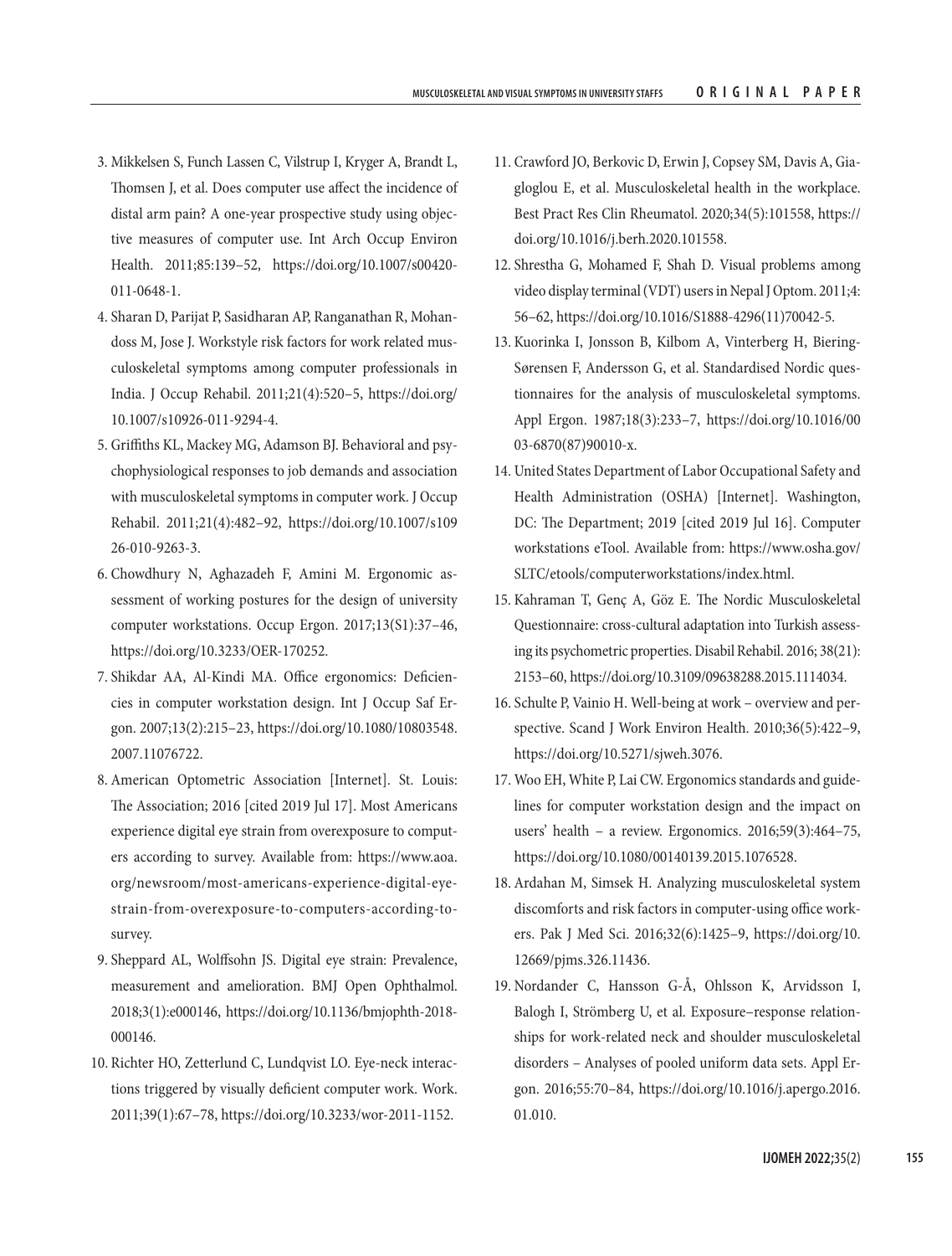3. Mikkelsen S, Funch Lassen C, Vilstrup I, Kryger A, Brandt L, Thomsen J, et al. Does computer use affect the incidence of distal arm pain? A one-year prospective study using objective measures of computer use. Int Arch Occup Environ Health. 2011;85:139–52, https://doi.org/10.1007/s00420-011-0648-1.
4. Sharan D, Parijat P, Sasidharan AP, Ranganathan R, Mohandoss M, Jose J. Workstyle risk factors for work related musculoskeletal symptoms among computer professionals in India. J Occup Rehabil. 2011;21(4):520–5, https://doi.org/10.1007/s10926-011-9294-4.
5. Griffiths KL, Mackey MG, Adamson BJ. Behavioral and psychophysiological responses to job demands and association with musculoskeletal symptoms in computer work. J Occup Rehabil. 2011;21(4):482–92, https://doi.org/10.1007/s10926-010-9263-3.
6. Chowdhury N, Aghazadeh F, Amini M. Ergonomic assessment of working postures for the design of university computer workstations. Occup Ergon. 2017;13(S1):37–46, https://doi.org/10.3233/OER-170252.
7. Shikdar AA, Al-Kindi MA. Office ergonomics: Deficiencies in computer workstation design. Int J Occup Saf Ergon. 2007;13(2):215–23, https://doi.org/10.1080/10803548.2007.11076722.
8. American Optometric Association [Internet]. St. Louis: The Association; 2016 [cited 2019 Jul 17]. Most Americans experience digital eye strain from overexposure to computers according to survey. Available from: https://www.aoa.org/newsroom/most-americans-experience-digital-eye-strain-from-overexposure-to-computers-according-to-survey.
9. Sheppard AL, Wolffsohn JS. Digital eye strain: Prevalence, measurement and amelioration. BMJ Open Ophthalmol. 2018;3(1):e000146, https://doi.org/10.1136/bmjophth-2018-000146.
10. Richter HO, Zetterlund C, Lundqvist LO. Eye-neck interactions triggered by visually deficient computer work. Work. 2011;39(1):67–78, https://doi.org/10.3233/wor-2011-1152.
11. Crawford JO, Berkovic D, Erwin J, Copsey SM, Davis A, Giagloglou E, et al. Musculoskeletal health in the workplace. Best Pract Res Clin Rheumatol. 2020;34(5):101558, https://doi.org/10.1016/j.berh.2020.101558.
12. Shrestha G, Mohamed F, Shah D. Visual problems among video display terminal (VDT) users in Nepal J Optom. 2011;4: 56–62, https://doi.org/10.1016/S1888-4296(11)70042-5.
13. Kuorinka I, Jonsson B, Kilbom A, Vinterberg H, Biering-Sørensen F, Andersson G, et al. Standardised Nordic questionnaires for the analysis of musculoskeletal symptoms. Appl Ergon. 1987;18(3):233–7, https://doi.org/10.1016/0003-6870(87)90010-x.
14. United States Department of Labor Occupational Safety and Health Administration (OSHA) [Internet]. Washington, DC: The Department; 2019 [cited 2019 Jul 16]. Computer workstations eTool. Available from: https://www.osha.gov/SLTC/etools/computerworkstations/index.html.
15. Kahraman T, Genç A, Göz E. The Nordic Musculoskeletal Questionnaire: cross-cultural adaptation into Turkish assessing its psychometric properties. Disabil Rehabil. 2016; 38(21): 2153–60, https://doi.org/10.3109/09638288.2015.1114034.
16. Schulte P, Vainio H. Well-being at work – overview and perspective. Scand J Work Environ Health. 2010;36(5):422–9, https://doi.org/10.5271/sjweh.3076.
17. Woo EH, White P, Lai CW. Ergonomics standards and guidelines for computer workstation design and the impact on users' health – a review. Ergonomics. 2016;59(3):464–75, https://doi.org/10.1080/00140139.2015.1076528.
18. Ardahan M, Simsek H. Analyzing musculoskeletal system discomforts and risk factors in computer-using office workers. Pak J Med Sci. 2016;32(6):1425–9, https://doi.org/10.12669/pjms.326.11436.
19. Nordander C, Hansson G-Å, Ohlsson K, Arvidsson I, Balogh I, Strömberg U, et al. Exposure–response relationships for work-related neck and shoulder musculoskeletal disorders – Analyses of pooled uniform data sets. Appl Ergon. 2016;55:70–84, https://doi.org/10.1016/j.apergo.2016.01.010.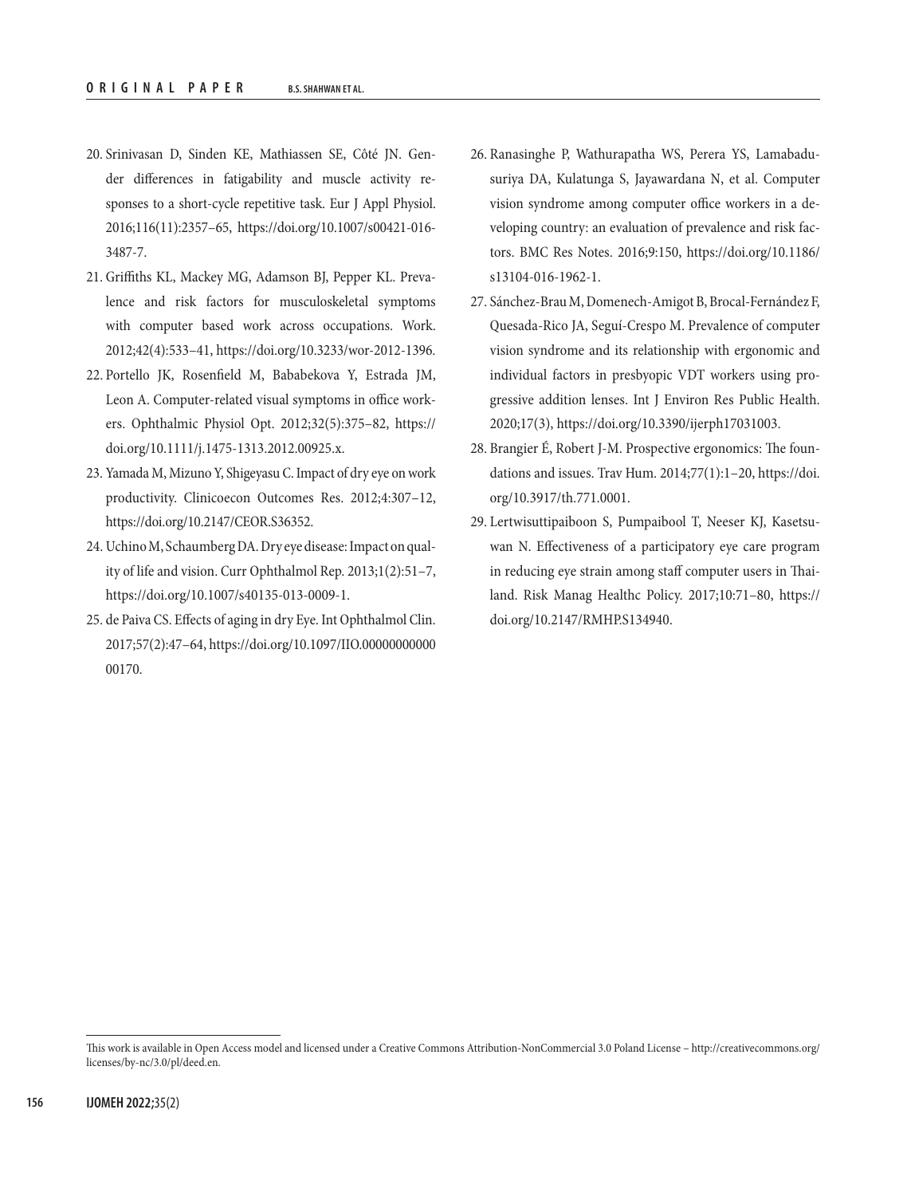20. Srinivasan D, Sinden KE, Mathiassen SE, Côté JN. Gender differences in fatigability and muscle activity responses to a short-cycle repetitive task. Eur J Appl Physiol. 2016;116(11):2357–65, https://doi.org/10.1007/s00421-016-3487-7.
21. Griffiths KL, Mackey MG, Adamson BJ, Pepper KL. Prevalence and risk factors for musculoskeletal symptoms with computer based work across occupations. Work. 2012;42(4):533–41, https://doi.org/10.3233/wor-2012-1396.
22. Portello JK, Rosenfield M, Bababekova Y, Estrada JM, Leon A. Computer-related visual symptoms in office workers. Ophthalmic Physiol Opt. 2012;32(5):375–82, https://doi.org/10.1111/j.1475-1313.2012.00925.x.
23. Yamada M, Mizuno Y, Shigeyasu C. Impact of dry eye on work productivity. Clinicoecon Outcomes Res. 2012;4:307–12, https://doi.org/10.2147/CEOR.S36352.
24. Uchino M, Schaumberg DA. Dry eye disease: Impact on quality of life and vision. Curr Ophthalmol Rep. 2013;1(2):51–7, https://doi.org/10.1007/s40135-013-0009-1.
25. de Paiva CS. Effects of aging in dry Eye. Int Ophthalmol Clin. 2017;57(2):47–64, https://doi.org/10.1097/IIO.0000000000000170.
26. Ranasinghe P, Wathurapatha WS, Perera YS, Lamabadusuriya DA, Kulatunga S, Jayawardana N, et al. Computer vision syndrome among computer office workers in a developing country: an evaluation of prevalence and risk factors. BMC Res Notes. 2016;9:150, https://doi.org/10.1186/s13104-016-1962-1.
27. Sánchez-Brau M, Domenech-Amigot B, Brocal-Fernández F, Quesada-Rico JA, Seguí-Crespo M. Prevalence of computer vision syndrome and its relationship with ergonomic and individual factors in presbyopic VDT workers using progressive addition lenses. Int J Environ Res Public Health. 2020;17(3), https://doi.org/10.3390/ijerph17031003.
28. Brangier É, Robert J-M. Prospective ergonomics: The foundations and issues. Trav Hum. 2014;77(1):1–20, https://doi.org/10.3917/th.771.0001.
29. Lertwisuttipaiboon S, Pumpaibool T, Neeser KJ, Kasetsuwan N. Effectiveness of a participatory eye care program in reducing eye strain among staff computer users in Thailand. Risk Manag Healthc Policy. 2017;10:71–80, https://doi.org/10.2147/RMHP.S134940.

This work is available in Open Access model and licensed under a Creative Commons Attribution-NonCommercial 3.0 Poland License – http://creativecommons.org/licenses/by-nc/3.0/pl/deed.en.